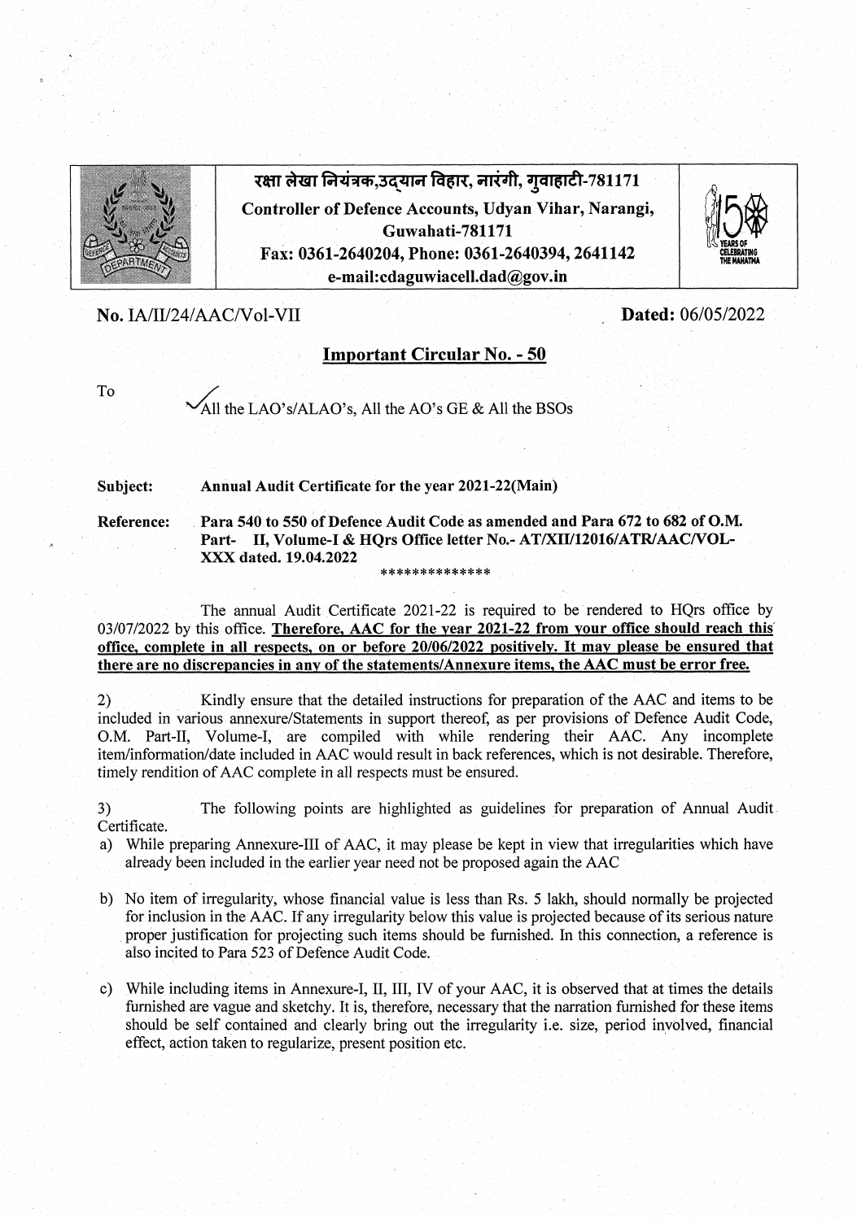रक्षा लेखा नियंत्रक,उद्यान विहार, नारंगी, गुवाहाटी-781171

**Controller of Defence Accounts, Udyan Vihar, Narangi, Guwahati-781171**

**Fax: 0361-2640204, Phone: 0361-2640394, 2641142**

**e-mail:cdaguwiacell.dad@gov.in**

**No.** IA/II/24/AAC/Vol-VII **Dated:** 06/05/2022

## Important Circular No. - 50

To

All the LAO's/ALAO's, All the AO's GE & All the BSOs

**Subject: Annual Audit Certificate for the year 2021-22(Main)**

**Reference: Para 540 to 550 of Defence Audit Code as amended and Para 672 to 682 of O.M. Part- II, Volume-I & HQrs Office letter No.- AT/XII/12016/ATR/AAC/VOL-XXX dated. 19.04.2022**

**************

The annual Audit Certificate 2021-22 is required to be rendered to HQrs office by 03/07/2022 by this office. **Therefore, AAC for the year 2021-22 from your office should reach this office, complete in all respects, on or before 20/06/2022 positively. It may please be ensured that there are no discrepancies in any of the statements/Annexure items, the AAC must be error free.**

2) Kindly ensure that the detailed instructions for preparation of the AAC and items to be included in various annexure/Statements in support thereof, as per provisions of Defence Audit Code, O.M. Part-II, Volume-I, are compiled with while rendering their AAC. Any incomplete item/information/date included in AAC would result in back references, which is not desirable. Therefore, timely rendition of AAC complete in all respects must be ensured.

3) The following points are highlighted as guidelines for preparation of Annual Audit Certificate.

a) While preparing Annexure-III of AAC, it may please be kept in view that irregularities which have already been included in the earlier year need not be proposed again the AAC

b) No item of irregularity, whose financial value is less than Rs. 5 lakh, should normally be projected for inclusion in the AAC. If any irregularity below this value is projected because of its serious nature proper justification for projecting such items should be furnished. In this connection, a reference is also incited to Para 523 of Defence Audit Code.

c) While including items in Annexure-I, II, III, IV of your AAC, it is observed that at times the details furnished are vague and sketchy. It is, therefore, necessary that the narration furnished for these items should be self contained and clearly bring out the irregularity i.e. size, period involved, financial effect, action taken to regularize, present position etc.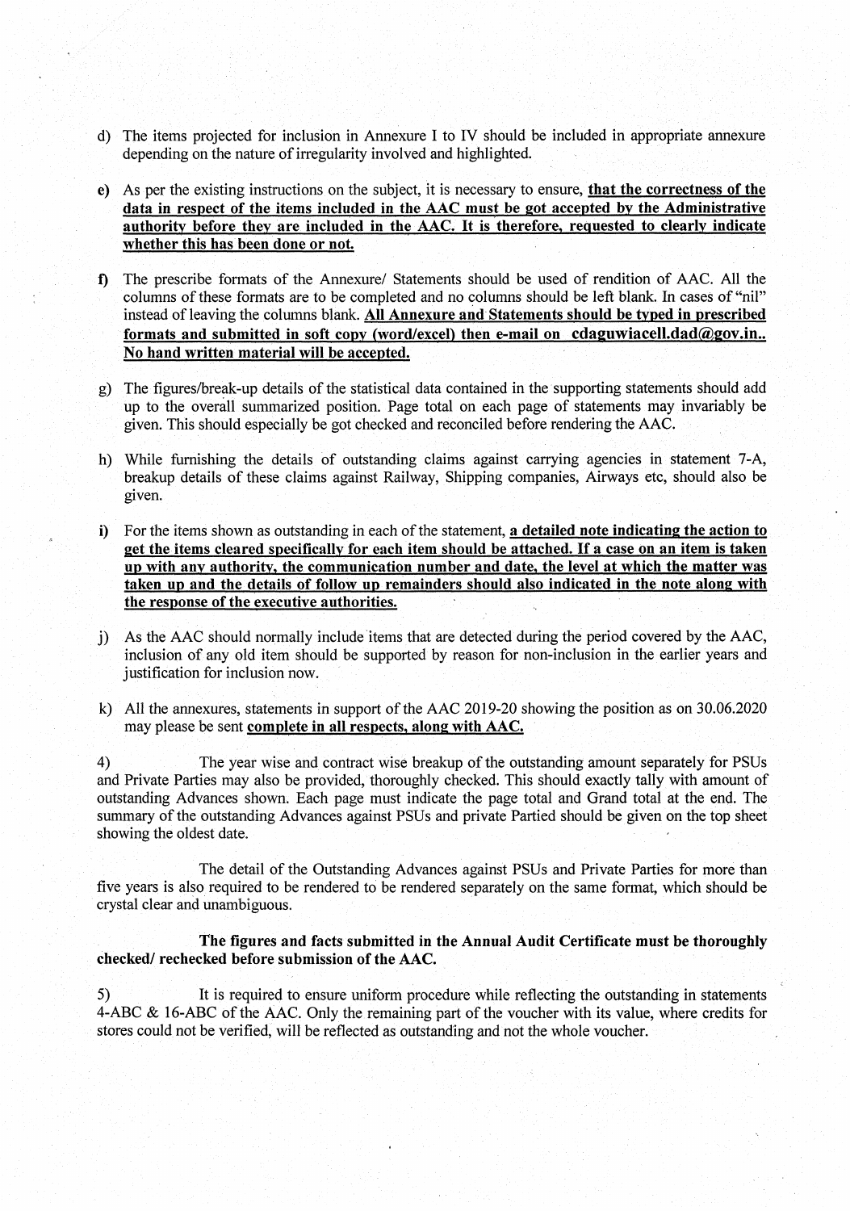d) The items projected for inclusion in Annexure I to IV should be included in appropriate annexure depending on the nature of irregularity involved and highlighted.

e) As per the existing instructions on the subject, it is necessary to ensure, **that the correctness of the data in respect of the items included in the AAC must be got accepted by the Administrative authority before they are included in the AAC. It is therefore, requested to clearly indicate whether this has been done or not.**

f) The prescribe formats of the Annexure/ Statements should be used of rendition of AAC. All the columns of these formats are to be completed and no columns should be left blank. In cases of "nil" instead of leaving the columns blank. **All Annexure and Statements should be typed in prescribed formats and submitted in soft copy (word/excel) then e-mail on cdaguwiacell.dad@gov.in.. No hand written material will be accepted.**

g) The figures/break-up details of the statistical data contained in the supporting statements should add up to the overall summarized position. Page total on each page of statements may invariably be given. This should especially be got checked and reconciled before rendering the AAC.

h) While furnishing the details of outstanding claims against carrying agencies in statement 7-A, breakup details of these claims against Railway, Shipping companies, Airways etc, should also be given.

i) For the items shown as outstanding in each of the statement, **a detailed note indicating the action to get the items cleared specifically for each item should be attached. If a case on an item is taken up with any authority, the communication number and date, the level at which the matter was taken up and the details of follow up remainders should also indicated in the note along with the response of the executive authorities.**

j) As the AAC should normally include items that are detected during the period covered by the AAC, inclusion of any old item should be supported by reason for non-inclusion in the earlier years and justification for inclusion now.

k) All the annexures, statements in support of the AAC 2019-20 showing the position as on 30.06.2020 may please be sent **complete in all respects, along with AAC.**

4) The year wise and contract wise breakup of the outstanding amount separately for PSUs and Private Parties may also be provided, thoroughly checked. This should exactly tally with amount of outstanding Advances shown. Each page must indicate the page total and Grand total at the end. The summary of the outstanding Advances against PSUs and private Partied should be given on the top sheet showing the oldest date.

The detail of the Outstanding Advances against PSUs and Private Parties for more than five years is also required to be rendered to be rendered separately on the same format, which should be crystal clear and unambiguous.

**The figures and facts submitted in the Annual Audit Certificate must be thoroughly checked/ rechecked before submission of the AAC.**

5) It is required to ensure uniform procedure while reflecting the outstanding in statements 4-ABC & 16-ABC of the AAC. Only the remaining part of the voucher with its value, where credits for stores could not be verified, will be reflected as outstanding and not the whole voucher.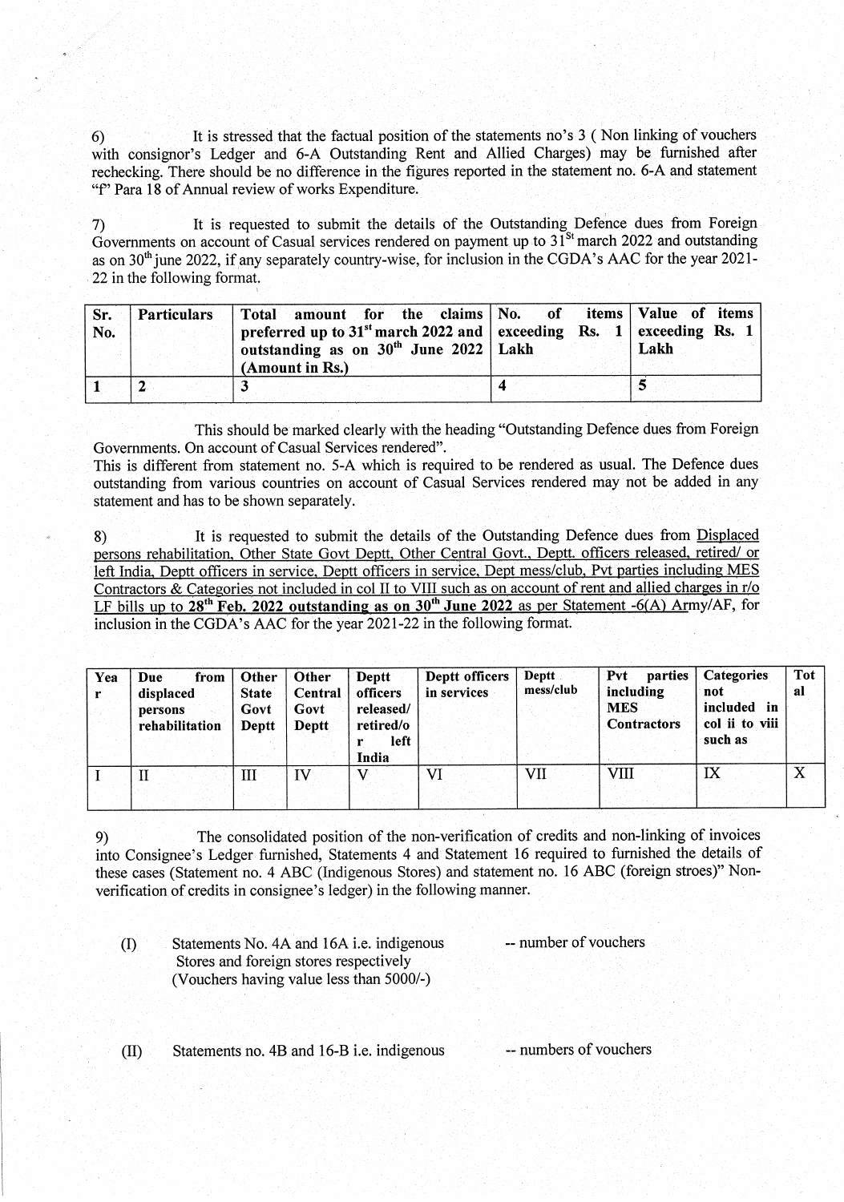6) It is stressed that the factual position of the statements no's 3 ( Non linking of vouchers with consignor's Ledger and 6-A Outstanding Rent and Allied Charges) may be furnished after rechecking. There should be no difference in the figures reported in the statement no. 6-A and statement "f" Para 18 of Annual review of works Expenditure.

7) It is requested to submit the details of the Outstanding Defence dues from Foreign Governments on account of Casual services rendered on payment up to 31[St] march 2022 and outstanding as on 30[th] june 2022, if any separately country-wise, for inclusion in the CGDA's AAC for the year 2021-22 in the following format.

| Sr. No. | Particulars | Total amount for the claims preferred up to 31[st] march 2022 and outstanding as on 30[th] June 2022 (Amount in Rs.) | No. of items exceeding Rs. 1 Lakh | Value of items exceeding Rs. 1 Lakh |
|---|---|---|---|---|
| 1 | 2 | 3 | 4 | 5 |

This should be marked clearly with the heading "Outstanding Defence dues from Foreign Governments. On account of Casual Services rendered".
This is different from statement no. 5-A which is required to be rendered as usual. The Defence dues outstanding from various countries on account of Casual Services rendered may not be added in any statement and has to be shown separately.

8) It is requested to submit the details of the Outstanding Defence dues from Displaced persons rehabilitation, Other State Govt Deptt, Other Central Govt., Deptt. officers released, retired/ or left India, Deptt officers in service, Deptt officers in service, Dept mess/club, Pvt parties including MES Contractors & Categories not included in col II to VIII such as on account of rent and allied charges in r/o LF bills up to **28[th] Feb. 2022 outstanding as on 30[th] June 2022** as per Statement -6(A) Army/AF, for inclusion in the CGDA's AAC for the year 2021-22 in the following format.

| Year | Due from displaced persons rehabilitation | Other State Govt Deptt | Other Central Govt Deptt | Deptt officers released/ retired/or left India | Deptt officers in services | Deptt mess/club | Pvt parties including MES Contractors | Categories not included in col ii to viii such as | Total |
|---|---|---|---|---|---|---|---|---|---|
| I | II | III | IV | V | VI | VII | VIII | IX | X |

9) The consolidated position of the non-verification of credits and non-linking of invoices into Consignee's Ledger furnished, Statements 4 and Statement 16 required to furnished the details of these cases (Statement no. 4 ABC (Indigenous Stores) and statement no. 16 ABC (foreign stroes)" Non-verification of credits in consignee's ledger) in the following manner.

(I) Statements No. 4A and 16A i.e. indigenous Stores and foreign stores respectively (Vouchers having value less than 5000/-) -- number of vouchers

(II) Statements no. 4B and 16-B i.e. indigenous -- numbers of vouchers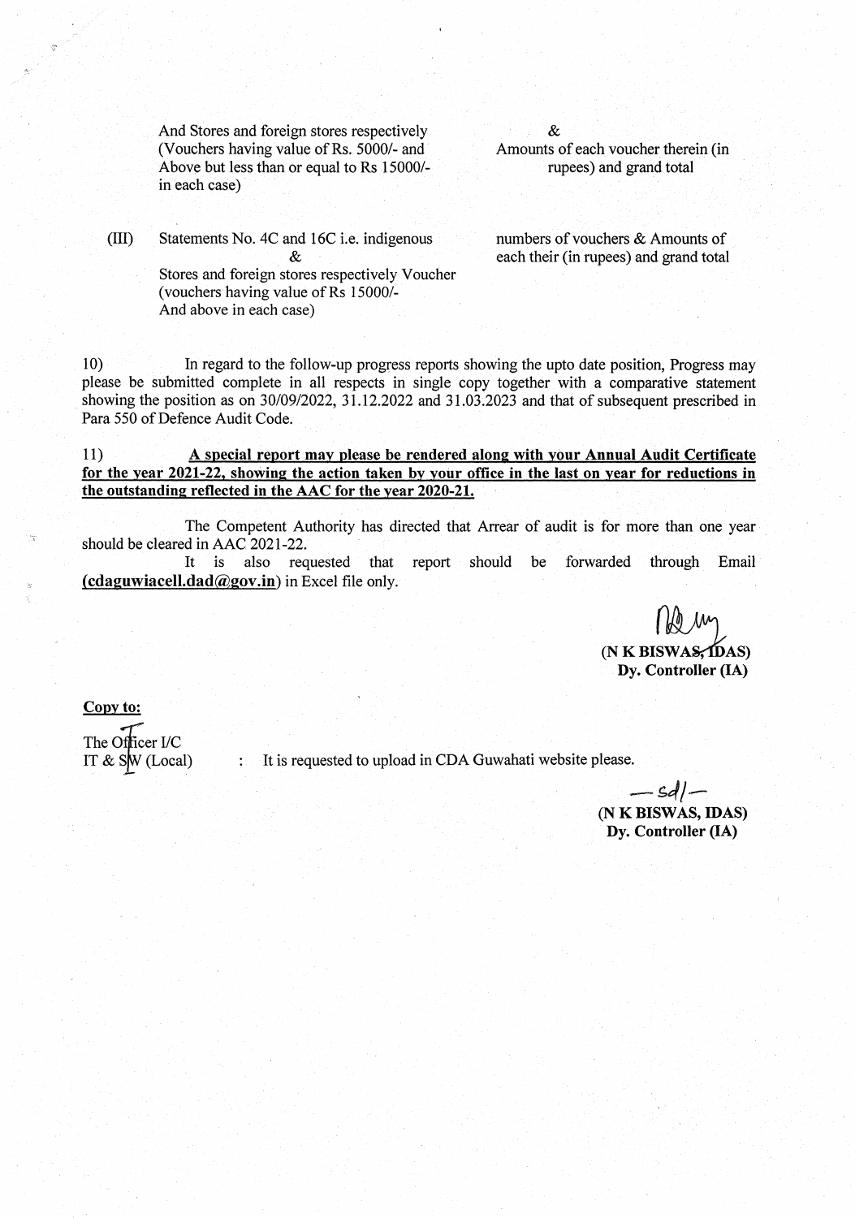| | | |
|---|---|---|
| | And Stores and foreign stores respectively (Vouchers having value of Rs. 5000/- and Above but less than or equal to Rs 15000/- in each case) | & Amounts of each voucher therein (in rupees) and grand total |
| (III) | Statements No. 4C and 16C i.e. indigenous & Stores and foreign stores respectively Voucher (vouchers having value of Rs 15000/- And above in each case) | numbers of vouchers & Amounts of each their (in rupees) and grand total |

10) In regard to the follow-up progress reports showing the upto date position, Progress may please be submitted complete in all respects in single copy together with a comparative statement showing the position as on 30/09/2022, 31.12.2022 and 31.03.2023 and that of subsequent prescribed in Para 550 of Defence Audit Code.

11) **A special report may please be rendered along with your Annual Audit Certificate for the year 2021-22, showing the action taken by your office in the last on year for reductions in the outstanding reflected in the AAC for the year 2020-21.**

The Competent Authority has directed that Arrear of audit is for more than one year should be cleared in AAC 2021-22.

It is also requested that report should be forwarded through Email **(cdaguwiacell.dad@gov.in)** in Excel file only.

**(N K BISWAS, IDAS)**
**Dy. Controller (IA)**

**Copy to:**

The Officer I/C IT & SW (Local) : It is requested to upload in CDA Guwahati website please.

-sd/-
**(N K BISWAS, IDAS)**
**Dy. Controller (IA)**